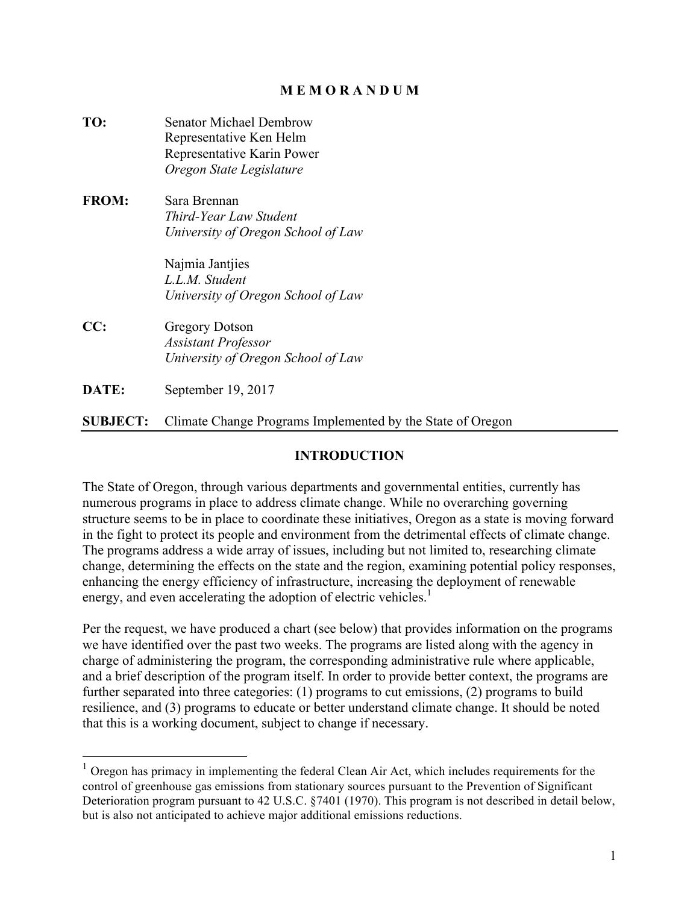# MEMORANDUM

**TO:** Senator Michael Dembrow
Representative Ken Helm
Representative Karin Power
*Oregon State Legislature*

**FROM:** Sara Brennan
*Third-Year Law Student*
*University of Oregon School of Law*

Najmia Jantjies
*L.L.M. Student*
*University of Oregon School of Law*

**CC:** Gregory Dotson
*Assistant Professor*
*University of Oregon School of Law*

**DATE:** September 19, 2017

**SUBJECT:** Climate Change Programs Implemented by the State of Oregon

---

## INTRODUCTION

The State of Oregon, through various departments and governmental entities, currently has numerous programs in place to address climate change. While no overarching governing structure seems to be in place to coordinate these initiatives, Oregon as a state is moving forward in the fight to protect its people and environment from the detrimental effects of climate change. The programs address a wide array of issues, including but not limited to, researching climate change, determining the effects on the state and the region, examining potential policy responses, enhancing the energy efficiency of infrastructure, increasing the deployment of renewable energy, and even accelerating the adoption of electric vehicles.[1]

Per the request, we have produced a chart (see below) that provides information on the programs we have identified over the past two weeks. The programs are listed along with the agency in charge of administering the program, the corresponding administrative rule where applicable, and a brief description of the program itself. In order to provide better context, the programs are further separated into three categories: (1) programs to cut emissions, (2) programs to build resilience, and (3) programs to educate or better understand climate change. It should be noted that this is a working document, subject to change if necessary.

---

[1] Oregon has primacy in implementing the federal Clean Air Act, which includes requirements for the control of greenhouse gas emissions from stationary sources pursuant to the Prevention of Significant Deterioration program pursuant to 42 U.S.C. §7401 (1970). This program is not described in detail below, but is also not anticipated to achieve major additional emissions reductions.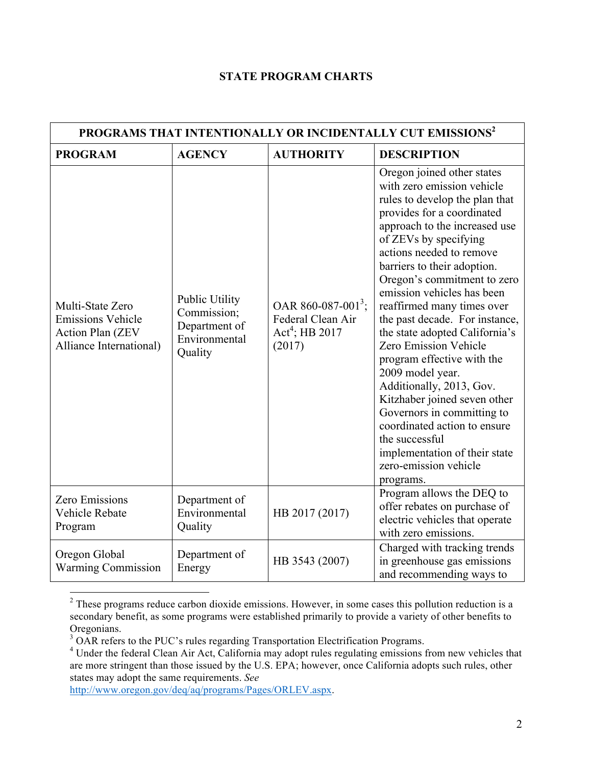## STATE PROGRAM CHARTS

| PROGRAMS THAT INTENTIONALLY OR INCIDENTALLY CUT EMISSIONS[2] | | | |
|---|---|---|---|
| **PROGRAM** | **AGENCY** | **AUTHORITY** | **DESCRIPTION** |
| Multi-State Zero Emissions Vehicle Action Plan (ZEV Alliance International) | Public Utility Commission; Department of Environmental Quality | OAR 860-087-001[3]; Federal Clean Air Act[4]; HB 2017 (2017) | Oregon joined other states with zero emission vehicle rules to develop the plan that provides for a coordinated approach to the increased use of ZEVs by specifying actions needed to remove barriers to their adoption. Oregon's commitment to zero emission vehicles has been reaffirmed many times over the past decade. For instance, the state adopted California's Zero Emission Vehicle program effective with the 2009 model year. Additionally, 2013, Gov. Kitzhaber joined seven other Governors in committing to coordinated action to ensure the successful implementation of their state zero-emission vehicle programs. |
| Zero Emissions Vehicle Rebate Program | Department of Environmental Quality | HB 2017 (2017) | Program allows the DEQ to offer rebates on purchase of electric vehicles that operate with zero emissions. |
| Oregon Global Warming Commission | Department of Energy | HB 3543 (2007) | Charged with tracking trends in greenhouse gas emissions and recommending ways to |

[2] These programs reduce carbon dioxide emissions. However, in some cases this pollution reduction is a secondary benefit, as some programs were established primarily to provide a variety of other benefits to Oregonians.

[3] OAR refers to the PUC's rules regarding Transportation Electrification Programs.

[4] Under the federal Clean Air Act, California may adopt rules regulating emissions from new vehicles that are more stringent than those issued by the U.S. EPA; however, once California adopts such rules, other states may adopt the same requirements. *See* http://www.oregon.gov/deq/aq/programs/Pages/ORLEV.aspx.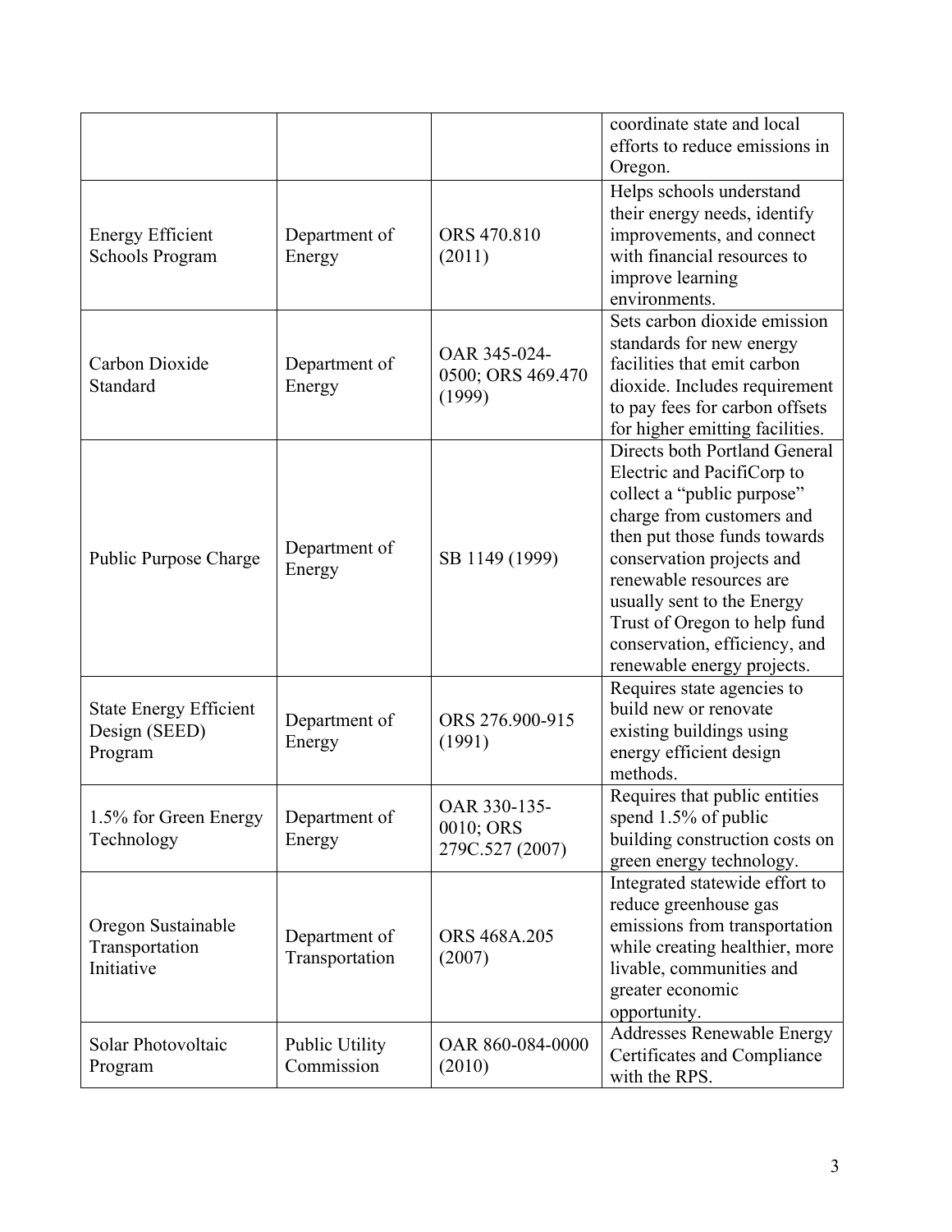| | | | coordinate state and local efforts to reduce emissions in Oregon. |
|---|---|---|---|
| Energy Efficient Schools Program | Department of Energy | ORS 470.810 (2011) | Helps schools understand their energy needs, identify improvements, and connect with financial resources to improve learning environments. |
| Carbon Dioxide Standard | Department of Energy | OAR 345-024-0500; ORS 469.470 (1999) | Sets carbon dioxide emission standards for new energy facilities that emit carbon dioxide. Includes requirement to pay fees for carbon offsets for higher emitting facilities. |
| Public Purpose Charge | Department of Energy | SB 1149 (1999) | Directs both Portland General Electric and PacifiCorp to collect a "public purpose" charge from customers and then put those funds towards conservation projects and renewable resources are usually sent to the Energy Trust of Oregon to help fund conservation, efficiency, and renewable energy projects. |
| State Energy Efficient Design (SEED) Program | Department of Energy | ORS 276.900-915 (1991) | Requires state agencies to build new or renovate existing buildings using energy efficient design methods. |
| 1.5% for Green Energy Technology | Department of Energy | OAR 330-135-0010; ORS 279C.527 (2007) | Requires that public entities spend 1.5% of public building construction costs on green energy technology. |
| Oregon Sustainable Transportation Initiative | Department of Transportation | ORS 468A.205 (2007) | Integrated statewide effort to reduce greenhouse gas emissions from transportation while creating healthier, more livable, communities and greater economic opportunity. |
| Solar Photovoltaic Program | Public Utility Commission | OAR 860-084-0000 (2010) | Addresses Renewable Energy Certificates and Compliance with the RPS. |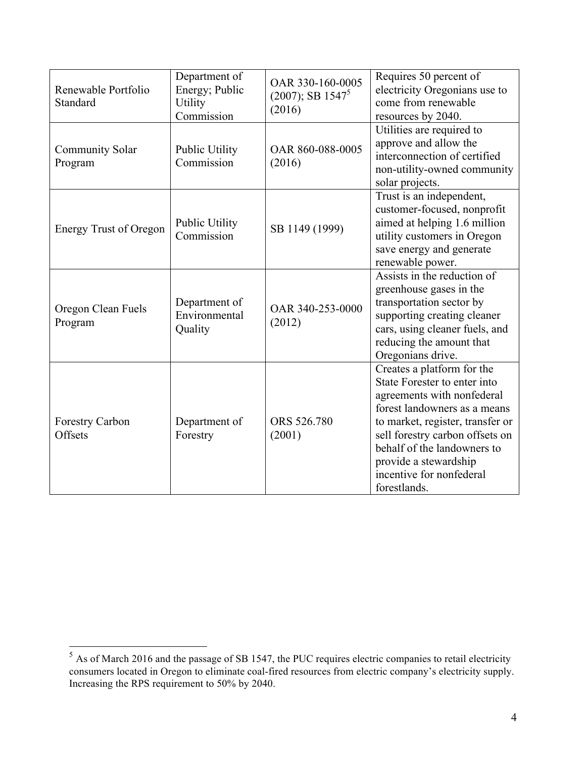| Renewable Portfolio Standard | Department of Energy; Public Utility Commission | OAR 330-160-0005 (2007); SB 1547[5] (2016) | Requires 50 percent of electricity Oregonians use to come from renewable resources by 2040. |
|---|---|---|---|
| Community Solar Program | Public Utility Commission | OAR 860-088-0005 (2016) | Utilities are required to approve and allow the interconnection of certified non-utility-owned community solar projects. |
| Energy Trust of Oregon | Public Utility Commission | SB 1149 (1999) | Trust is an independent, customer-focused, nonprofit aimed at helping 1.6 million utility customers in Oregon save energy and generate renewable power. |
| Oregon Clean Fuels Program | Department of Environmental Quality | OAR 340-253-0000 (2012) | Assists in the reduction of greenhouse gases in the transportation sector by supporting creating cleaner cars, using cleaner fuels, and reducing the amount that Oregonians drive. |
| Forestry Carbon Offsets | Department of Forestry | ORS 526.780 (2001) | Creates a platform for the State Forester to enter into agreements with nonfederal forest landowners as a means to market, register, transfer or sell forestry carbon offsets on behalf of the landowners to provide a stewardship incentive for nonfederal forestlands. |

[5] As of March 2016 and the passage of SB 1547, the PUC requires electric companies to retail electricity consumers located in Oregon to eliminate coal-fired resources from electric company's electricity supply. Increasing the RPS requirement to 50% by 2040.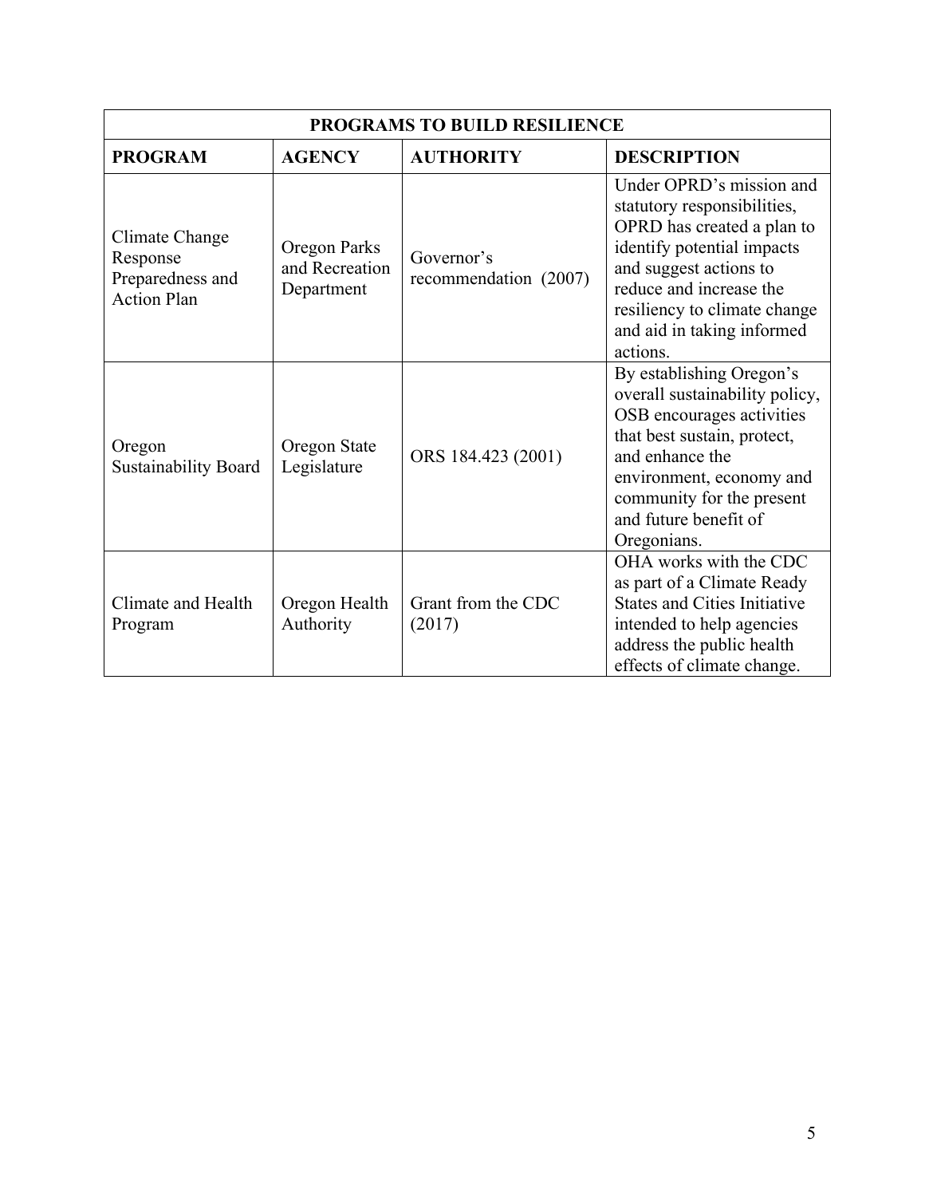| PROGRAMS TO BUILD RESILIENCE | | | |
|---|---|---|---|
| **PROGRAM** | **AGENCY** | **AUTHORITY** | **DESCRIPTION** |
| Climate Change Response Preparedness and Action Plan | Oregon Parks and Recreation Department | Governor's recommendation (2007) | Under OPRD's mission and statutory responsibilities, OPRD has created a plan to identify potential impacts and suggest actions to reduce and increase the resiliency to climate change and aid in taking informed actions. |
| Oregon Sustainability Board | Oregon State Legislature | ORS 184.423 (2001) | By establishing Oregon's overall sustainability policy, OSB encourages activities that best sustain, protect, and enhance the environment, economy and community for the present and future benefit of Oregonians. |
| Climate and Health Program | Oregon Health Authority | Grant from the CDC (2017) | OHA works with the CDC as part of a Climate Ready States and Cities Initiative intended to help agencies address the public health effects of climate change. |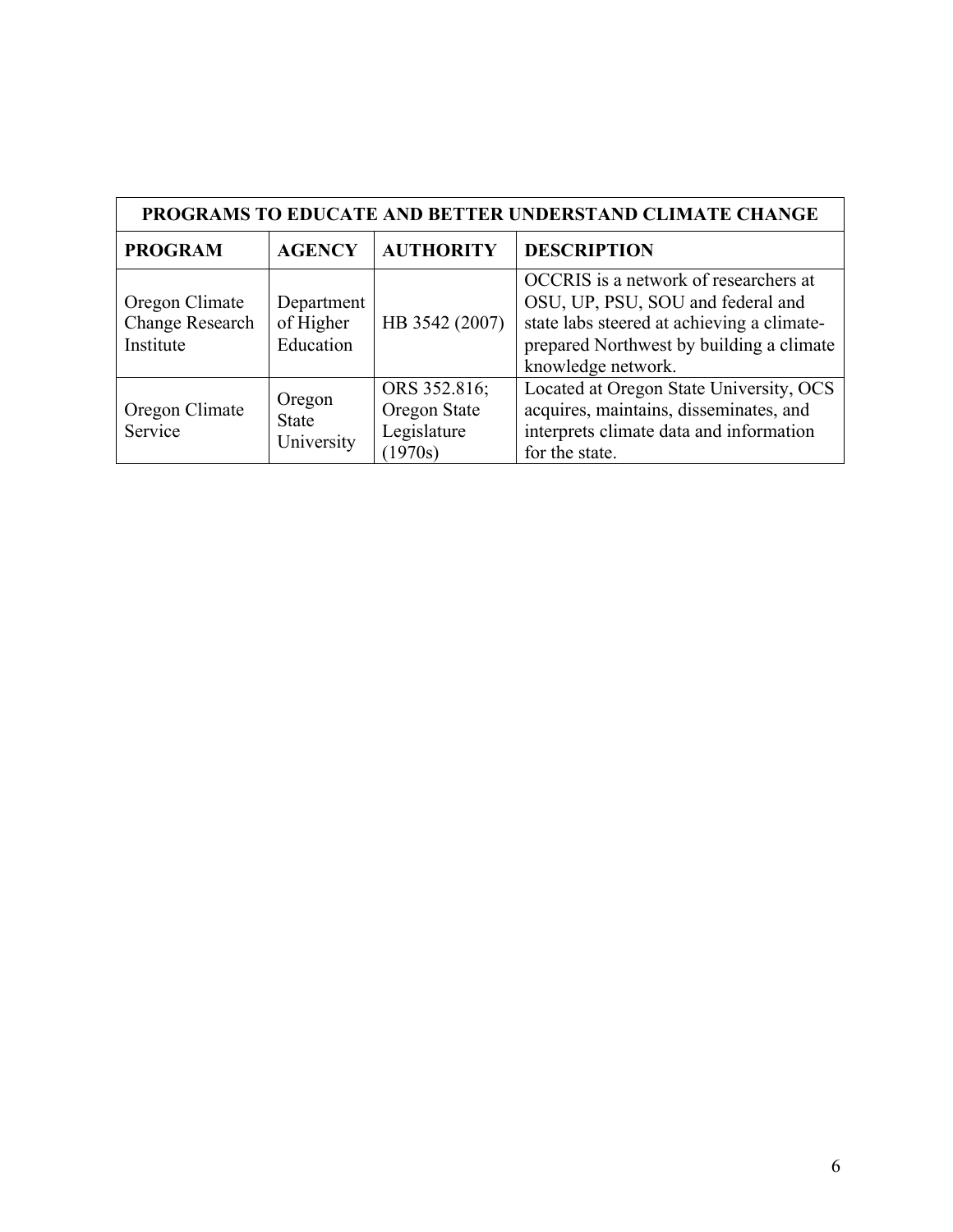| PROGRAMS TO EDUCATE AND BETTER UNDERSTAND CLIMATE CHANGE | | | |
|---|---|---|---|
| **PROGRAM** | **AGENCY** | **AUTHORITY** | **DESCRIPTION** |
| Oregon Climate Change Research Institute | Department of Higher Education | HB 3542 (2007) | OCCRIS is a network of researchers at OSU, UP, PSU, SOU and federal and state labs steered at achieving a climate-prepared Northwest by building a climate knowledge network. |
| Oregon Climate Service | Oregon State University | ORS 352.816; Oregon State Legislature (1970s) | Located at Oregon State University, OCS acquires, maintains, disseminates, and interprets climate data and information for the state. |